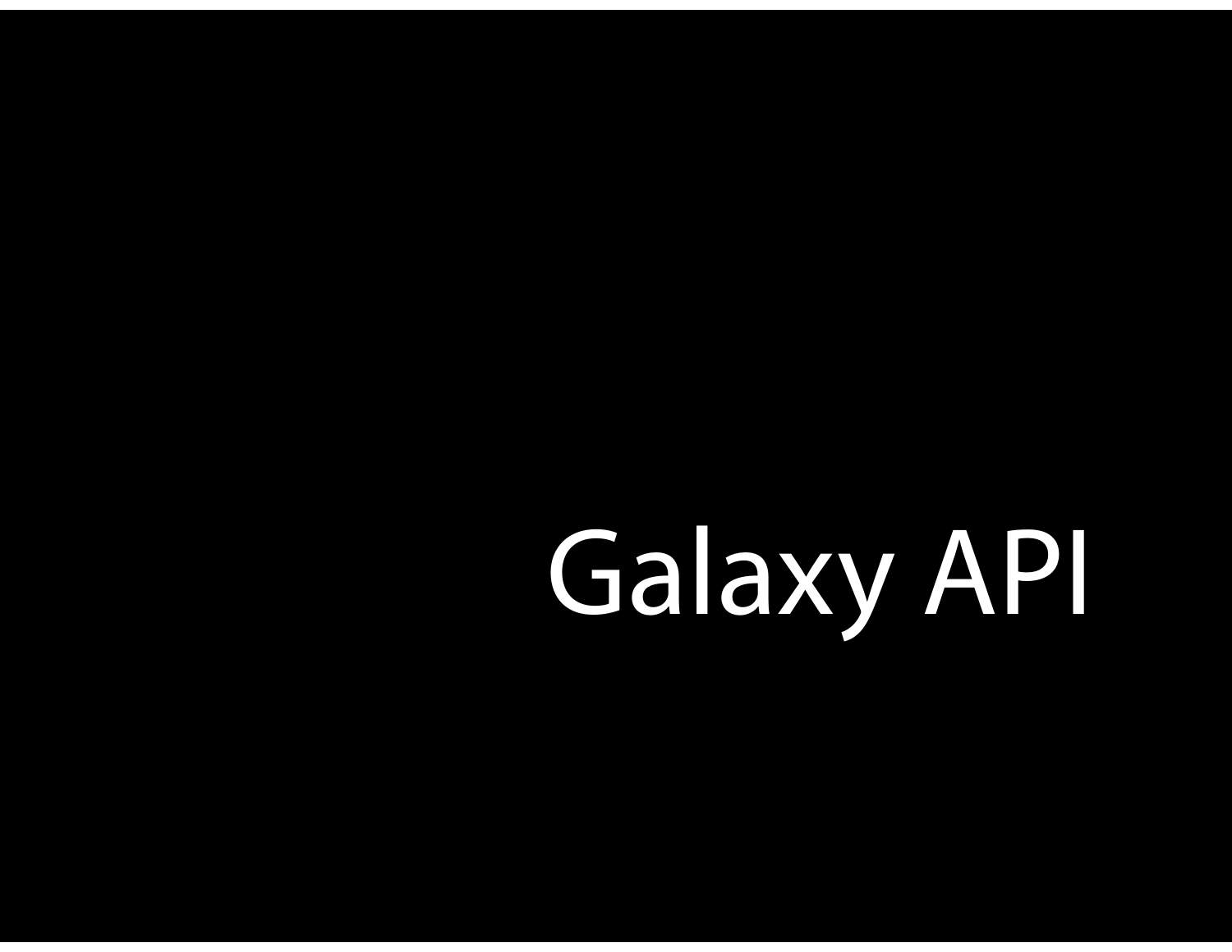# Galaxy API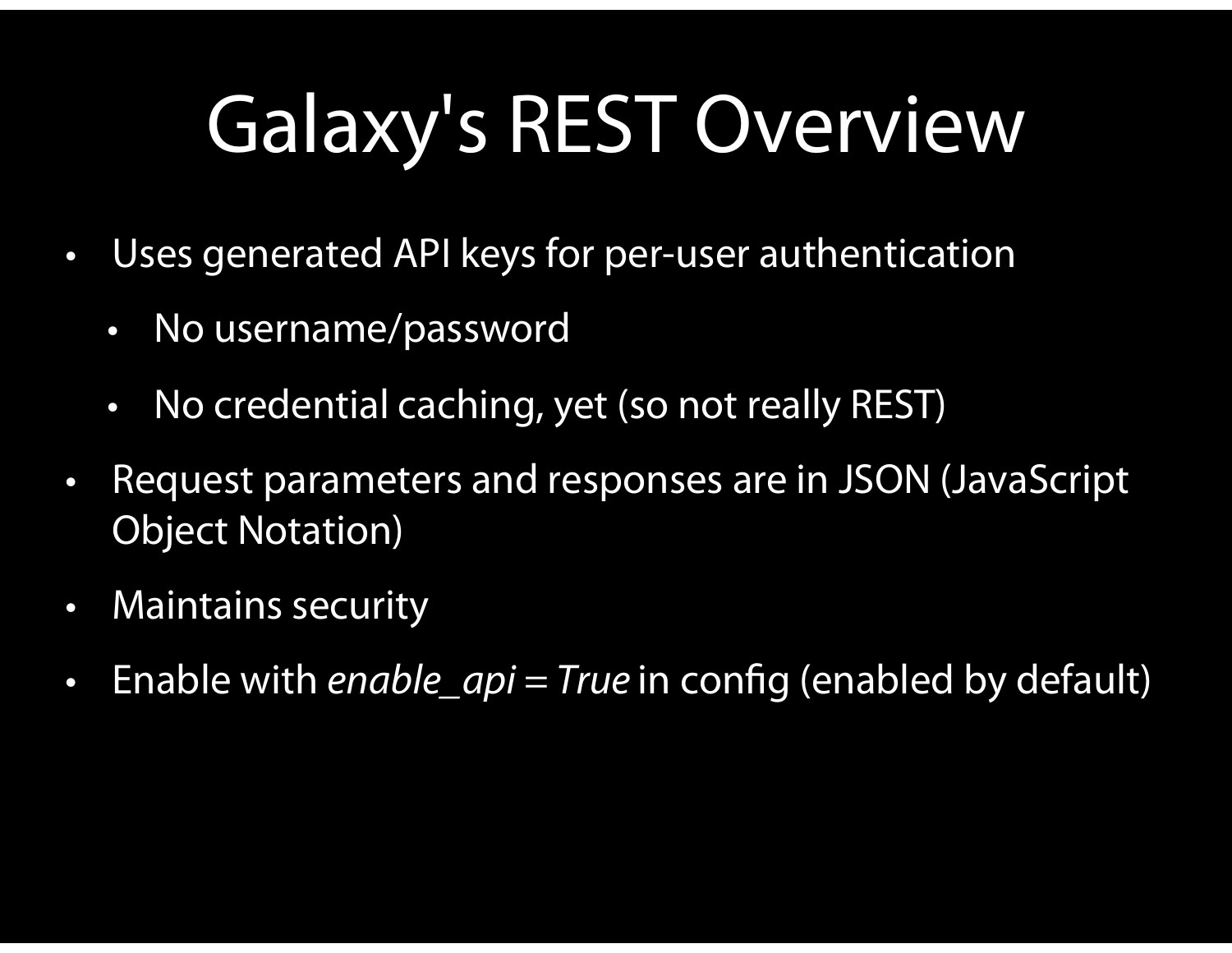# Galaxy's REST Overview

- Uses generated API keys for per-user authentication
  - No username/password
  - No credential caching, yet (so not really REST)
- Request parameters and responses are in JSON (JavaScript Object Notation)
- Maintains security
- Enable with *enable_api = True* in config (enabled by default)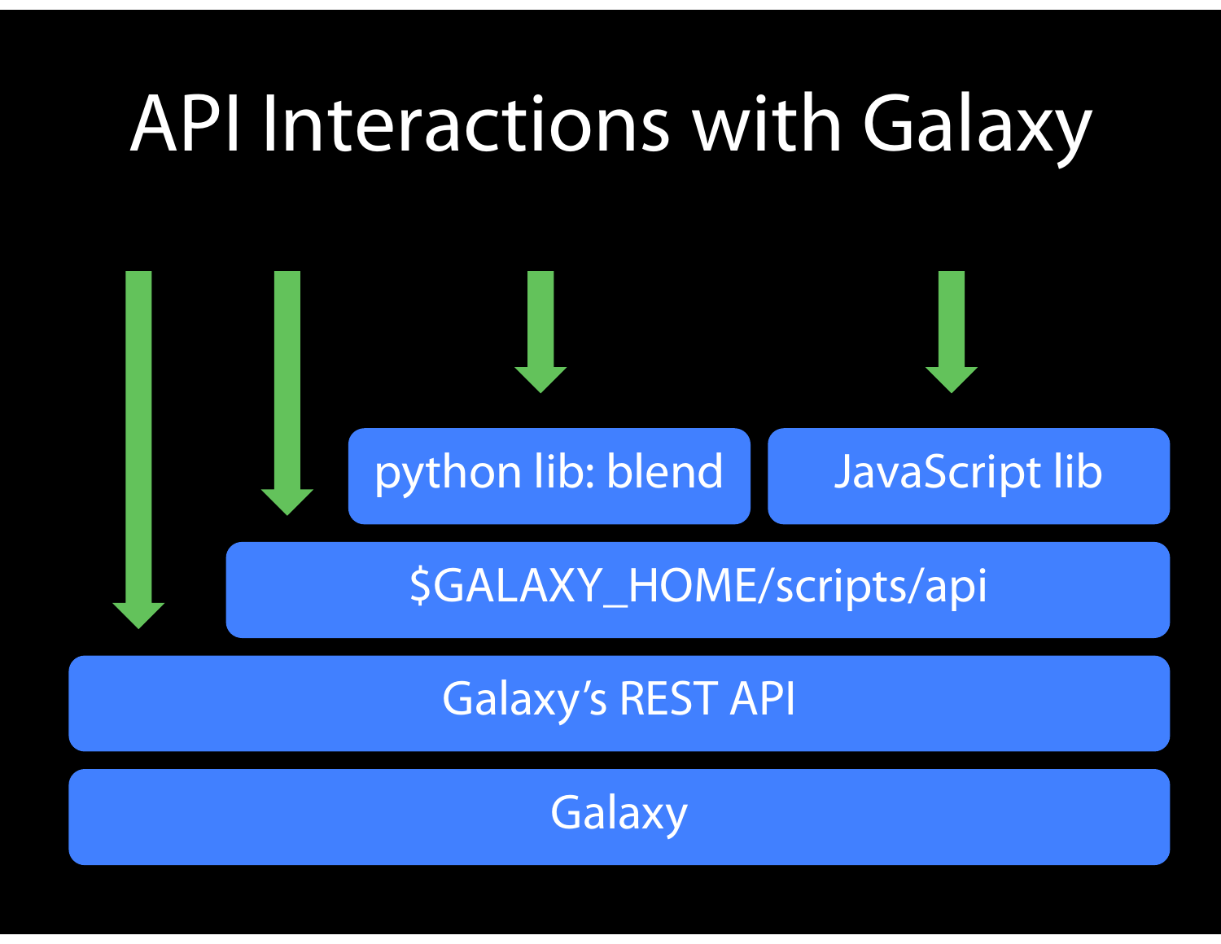# API Interactions with Galaxy

python lib: blend

JavaScript lib

$GALAXY_HOME/scripts/api

Galaxy's REST API

Galaxy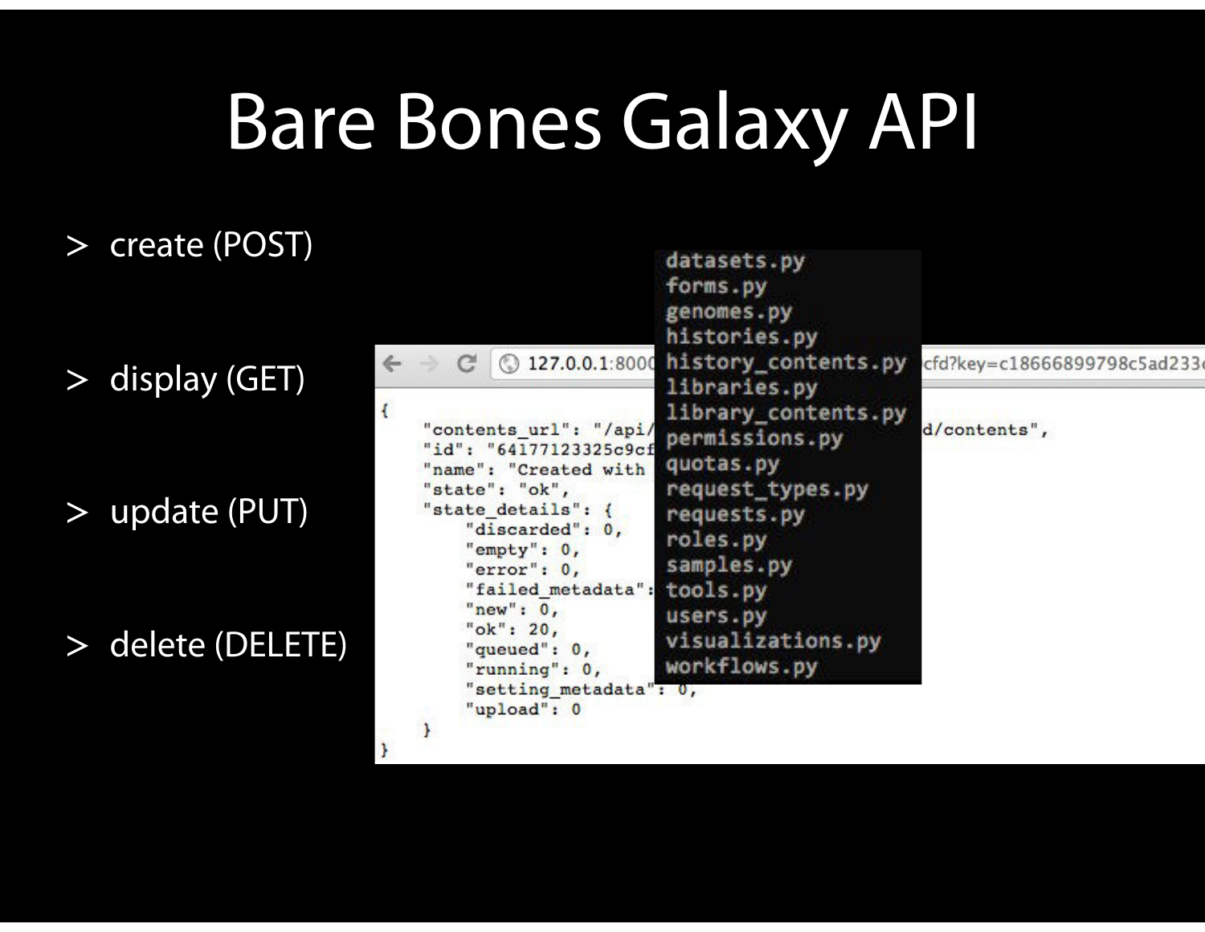# Bare Bones Galaxy API

- create (POST)
- display (GET)
- update (PUT)
- delete (DELETE)

```
datasets.py
forms.py
genomes.py
histories.py
history_contents.py
libraries.py
library_contents.py
permissions.py
quotas.py
request_types.py
requests.py
roles.py
samples.py
tools.py
users.py
visualizations.py
workflows.py
```

127.0.0.1:8000 ... cfd?key=c18666899798c5ad233

```
{
    "contents_url": "/api/ ... d/contents",
    "id": "64177123325c9cf
    "name": "Created with
    "state": "ok",
    "state_details": {
        "discarded": 0,
        "empty": 0,
        "error": 0,
        "failed_metadata":
        "new": 0,
        "ok": 20,
        "queued": 0,
        "running": 0,
        "setting_metadata": 0,
        "upload": 0
    }
}
```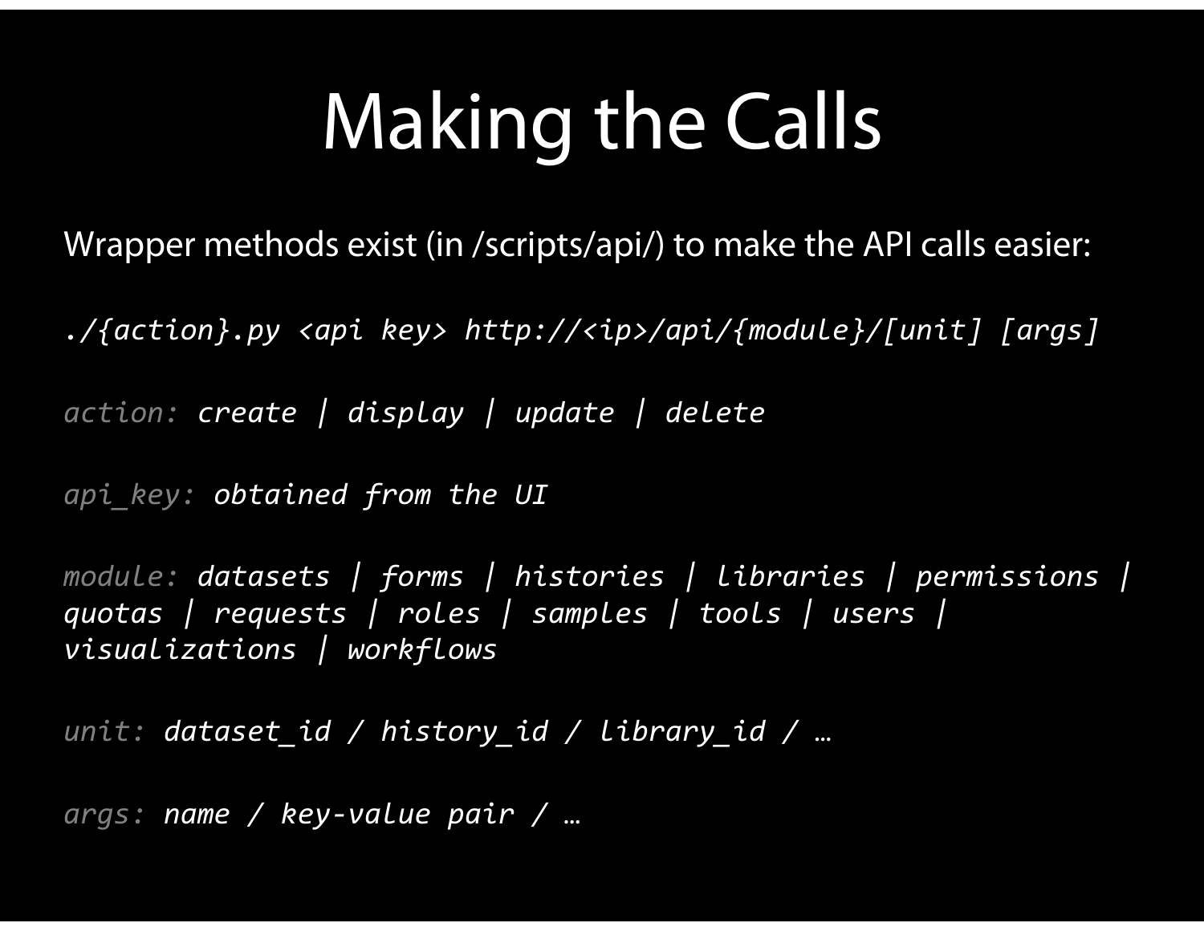# Making the Calls

Wrapper methods exist (in /scripts/api/) to make the API calls easier:

*./{action}.py <api key> http://<ip>/api/{module}/[unit] [args]*

*action: create | display | update | delete*

*api_key: obtained from the UI*

*module: datasets | forms | histories | libraries | permissions | quotas | requests | roles | samples | tools | users | visualizations | workflows*

*unit: dataset_id / history_id / library_id / …*

*args: name / key-value pair / …*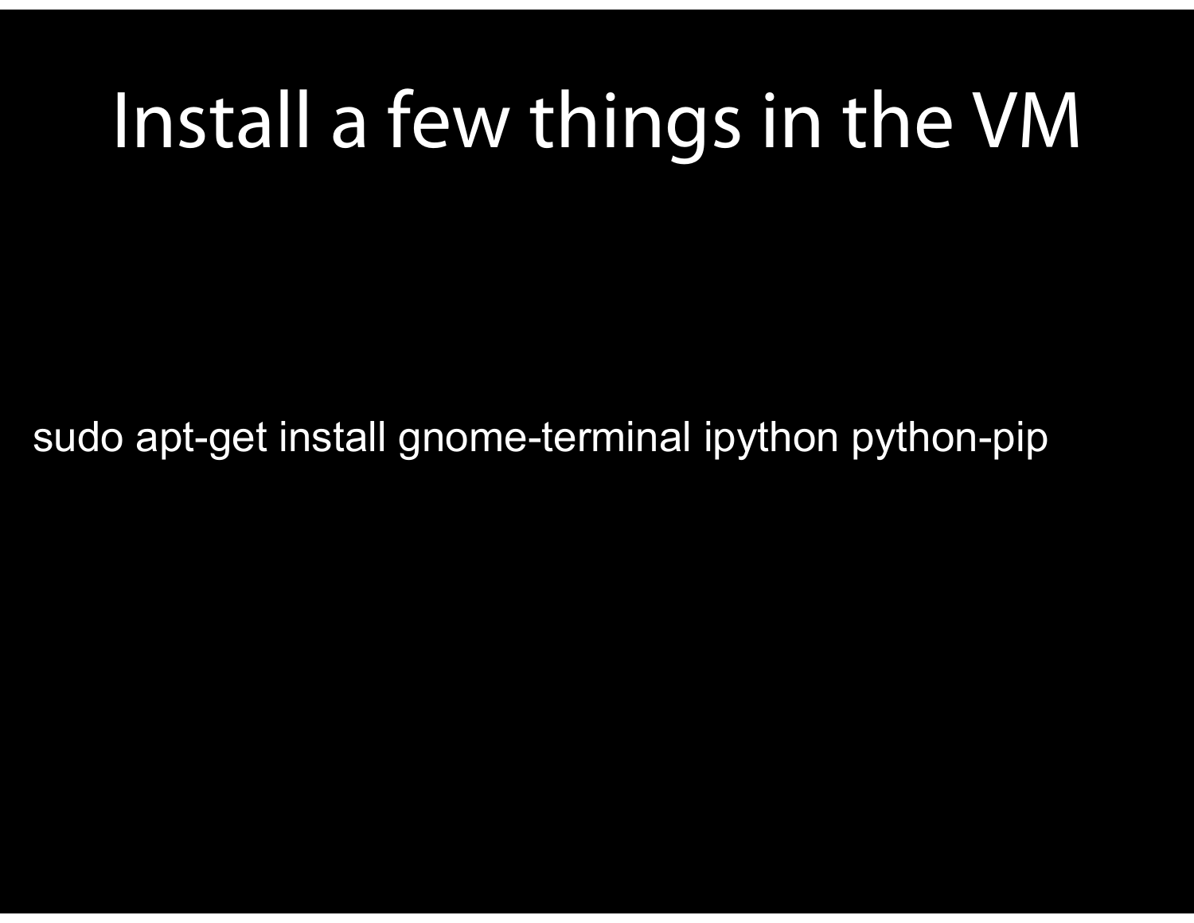# Install a few things in the VM

```
sudo apt-get install gnome-terminal ipython python-pip
```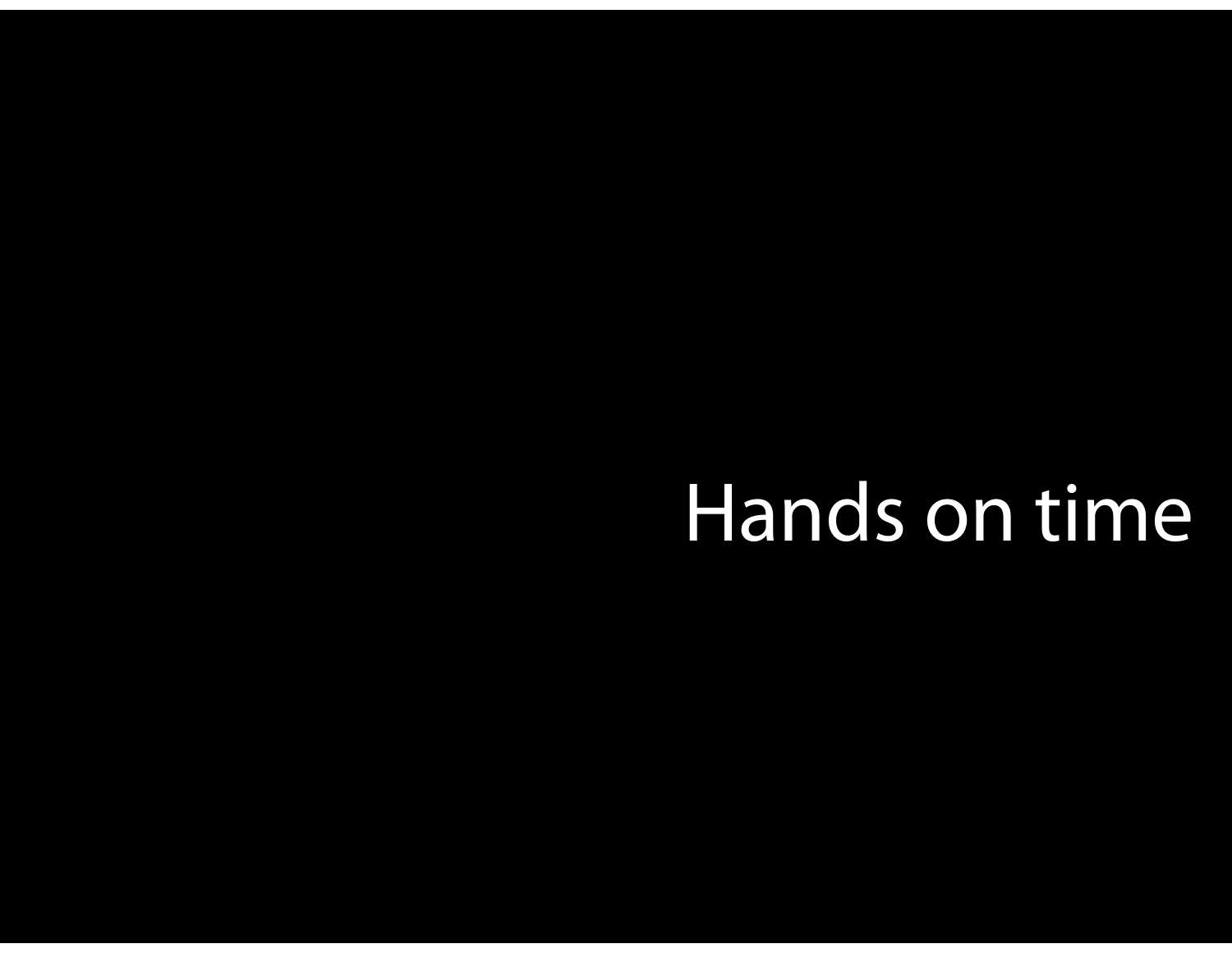# Hands on time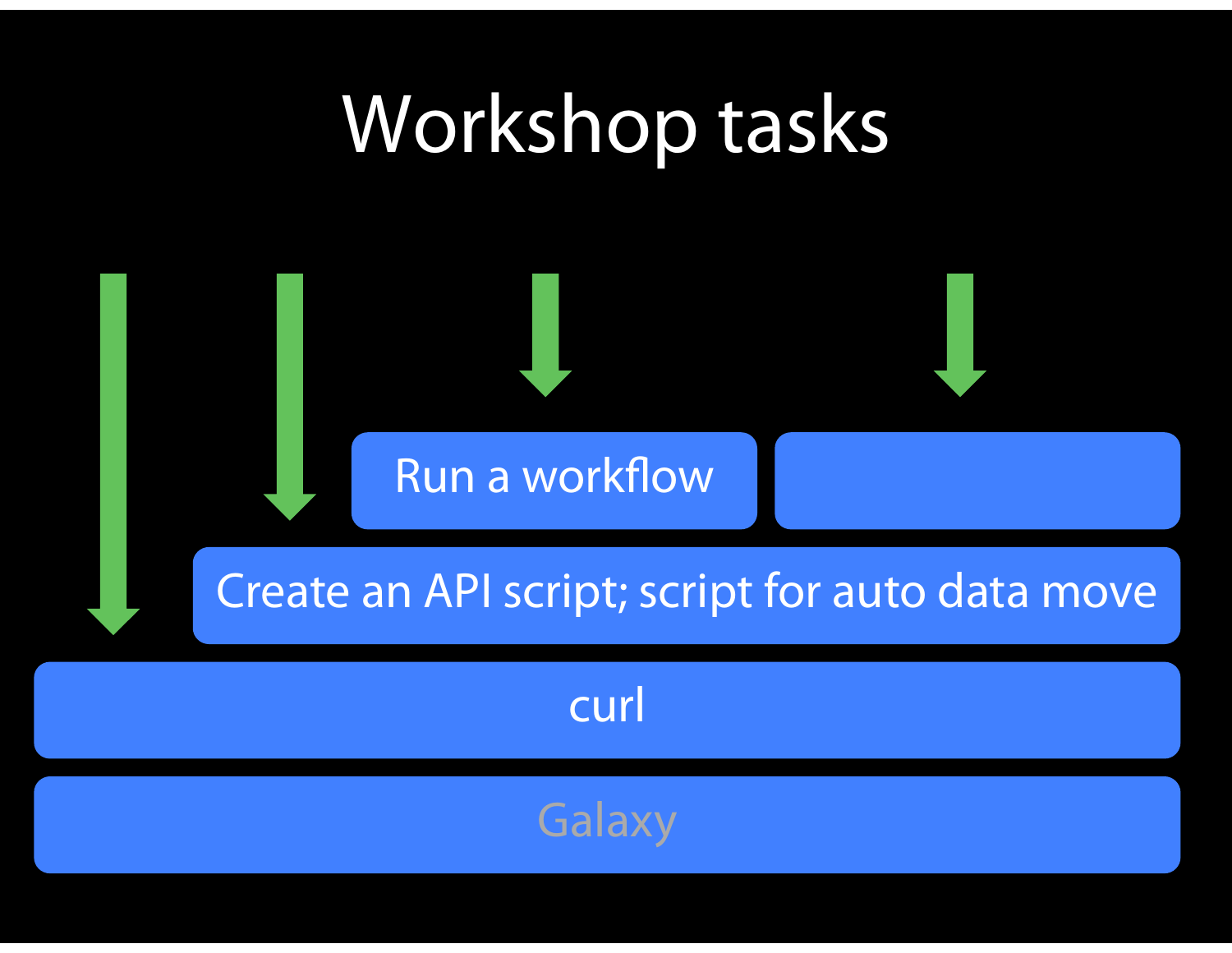# Workshop tasks

Run a workflow

Create an API script; script for auto data move

curl

Galaxy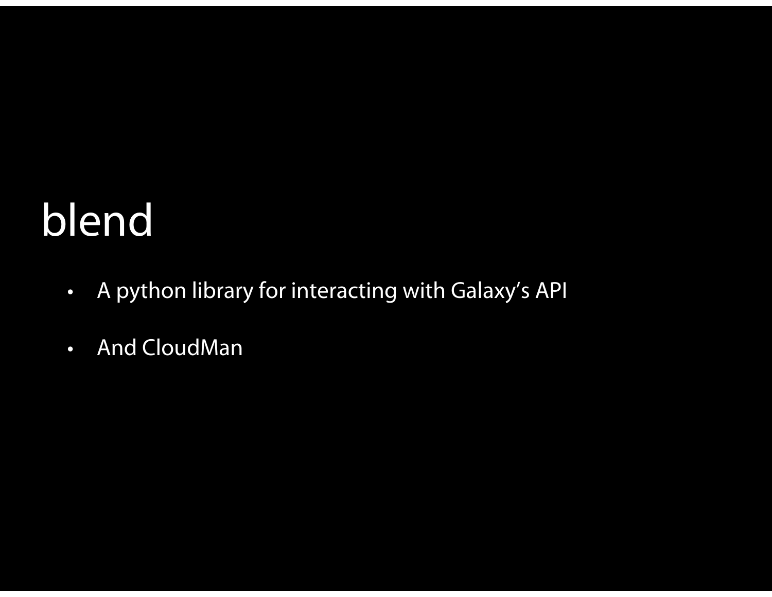# blend

- A python library for interacting with Galaxy's API
- And CloudMan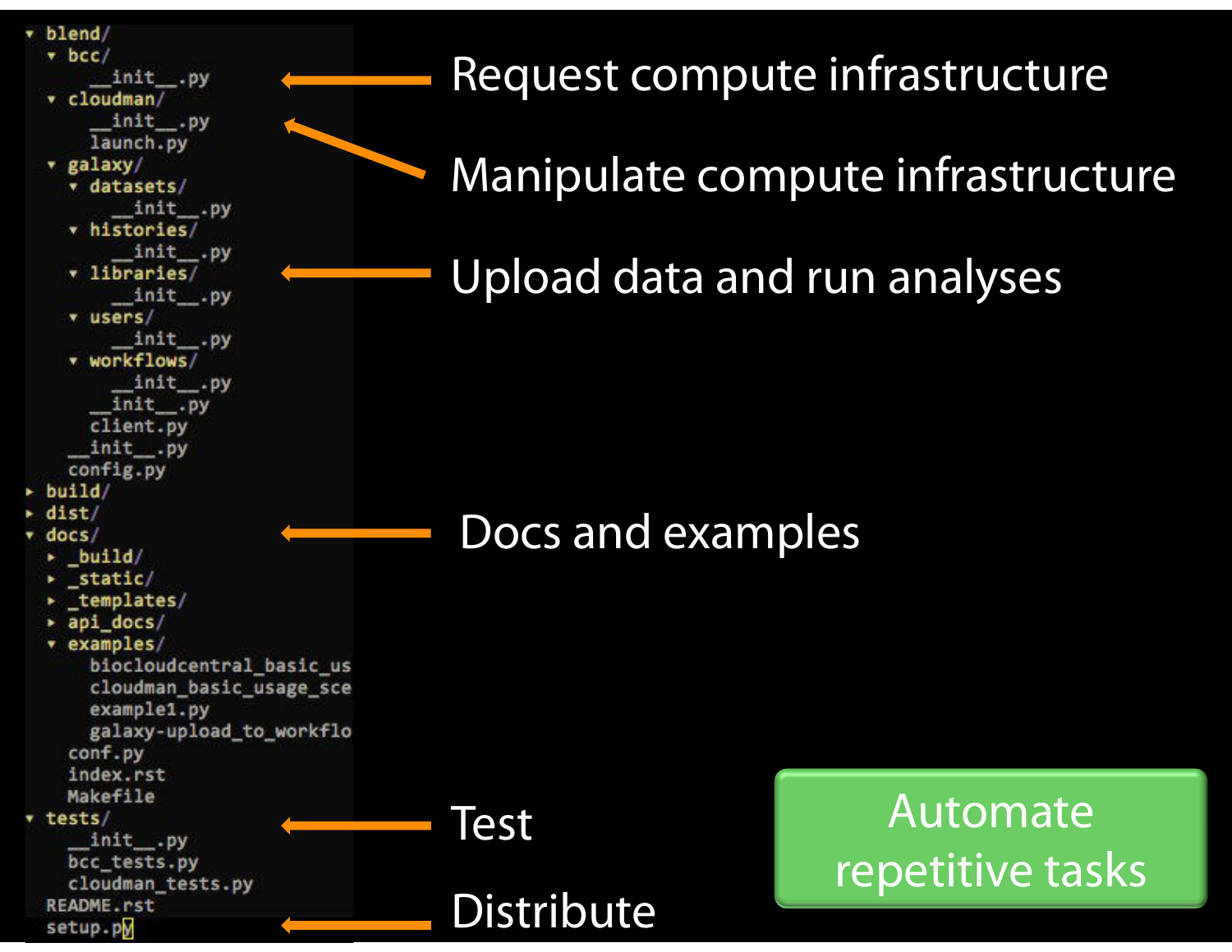```
▾ blend/
  ▾ bcc/
      __init__.py
  ▾ cloudman/
      __init__.py
      launch.py
  ▾ galaxy/
    ▾ datasets/
        __init__.py
    ▾ histories/
        __init__.py
    ▾ libraries/
        __init__.py
    ▾ users/
        __init__.py
    ▾ workflows/
        __init__.py
      __init__.py
      client.py
    __init__.py
    config.py
▸ build/
▸ dist/
▾ docs/
  ▸ _build/
  ▸ _static/
  ▸ _templates/
  ▸ api_docs/
  ▾ examples/
      biocloudcentral_basic_us
      cloudman_basic_usage_sce
      example1.py
      galaxy-upload_to_workflo
    conf.py
    index.rst
    Makefile
▾ tests/
    __init__.py
    bcc_tests.py
    cloudman_tests.py
  README.rst
  setup.py
```

- bcc/ → Request compute infrastructure
- cloudman/ → Manipulate compute infrastructure
- galaxy/ → Upload data and run analyses
- docs/ → Docs and examples
- tests/ → Test
- setup.py → Distribute

**Automate repetitive tasks**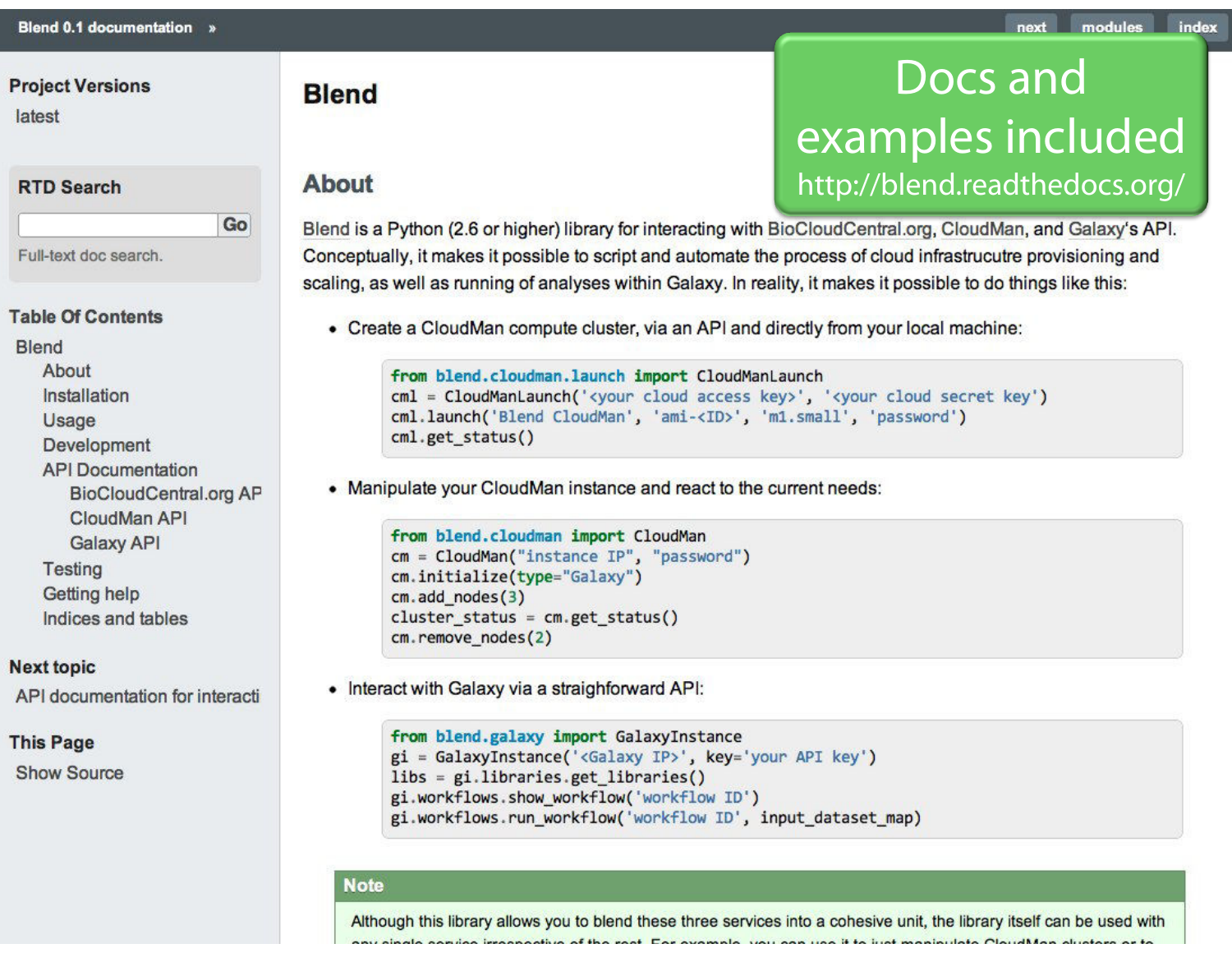Blend 0.1 documentation »

next | modules | index

**Project Versions**

latest

**RTD Search**

Go

Full-text doc search.

**Table Of Contents**

- Blend
  - About
  - Installation
  - Usage
  - Development
  - API Documentation
    - BioCloudCentral.org AP
    - CloudMan API
    - Galaxy API
  - Testing
  - Getting help
  - Indices and tables

**Next topic**

API documentation for interacti

**This Page**

Show Source

# Blend

Docs and examples included
http://blend.readthedocs.org/

## About

Blend is a Python (2.6 or higher) library for interacting with BioCloudCentral.org, CloudMan, and Galaxy's API. Conceptually, it makes it possible to script and automate the process of cloud infrastrucutre provisioning and scaling, as well as running of analyses within Galaxy. In reality, it makes it possible to do things like this:

- Create a CloudMan compute cluster, via an API and directly from your local machine:

```
from blend.cloudman.launch import CloudManLaunch
cml = CloudManLaunch('<your cloud access key>', '<your cloud secret key')
cml.launch('Blend CloudMan', 'ami-<ID>', 'm1.small', 'password')
cml.get_status()
```

- Manipulate your CloudMan instance and react to the current needs:

```
from blend.cloudman import CloudMan
cm = CloudMan("instance IP", "password")
cm.initialize(type="Galaxy")
cm.add_nodes(3)
cluster_status = cm.get_status()
cm.remove_nodes(2)
```

- Interact with Galaxy via a straighforward API:

```
from blend.galaxy import GalaxyInstance
gi = GalaxyInstance('<Galaxy IP>', key='your API key')
libs = gi.libraries.get_libraries()
gi.workflows.show_workflow('workflow ID')
gi.workflows.run_workflow('workflow ID', input_dataset_map)
```

**Note**

Although this library allows you to blend these three services into a cohesive unit, the library itself can be used with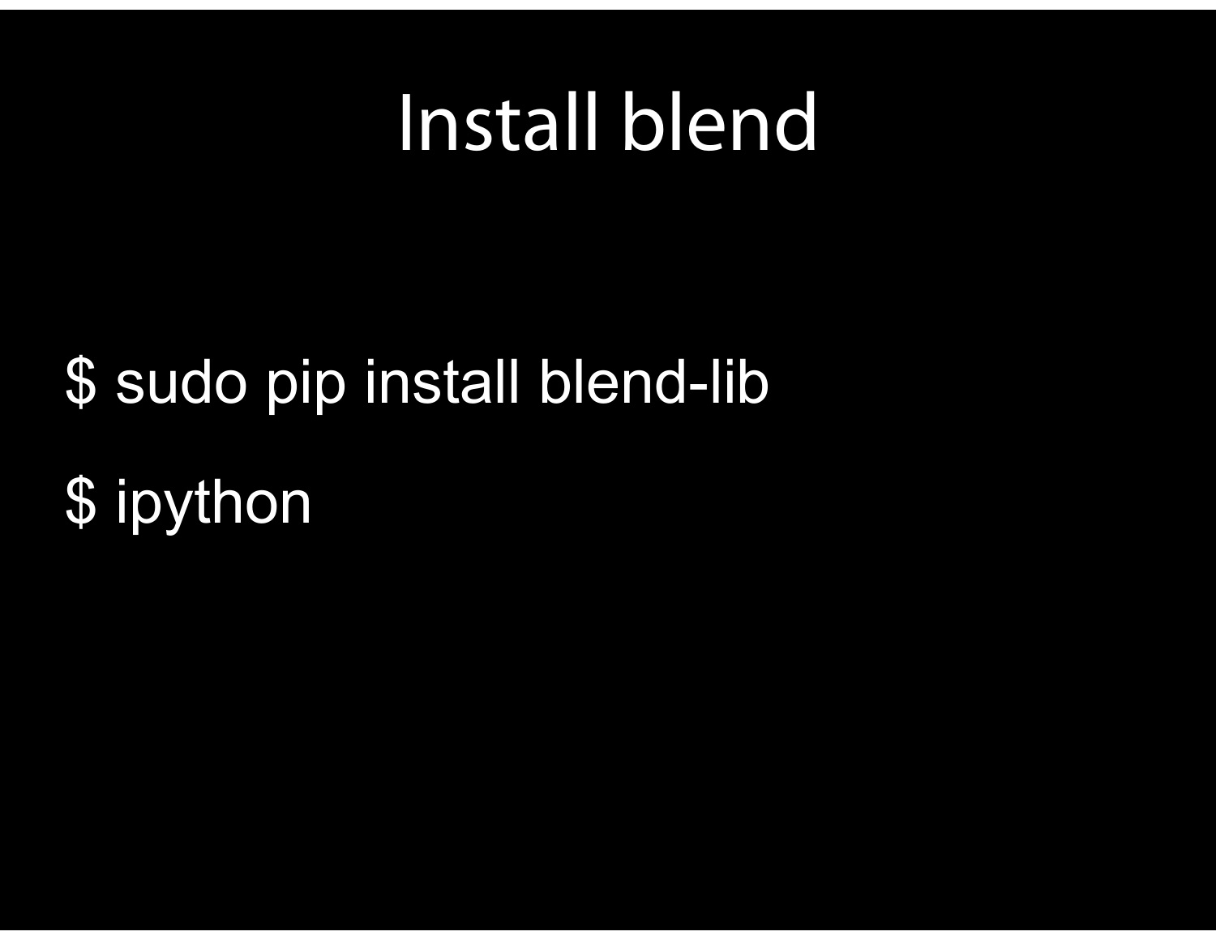# Install blend

```
$ sudo pip install blend-lib
$ ipython
```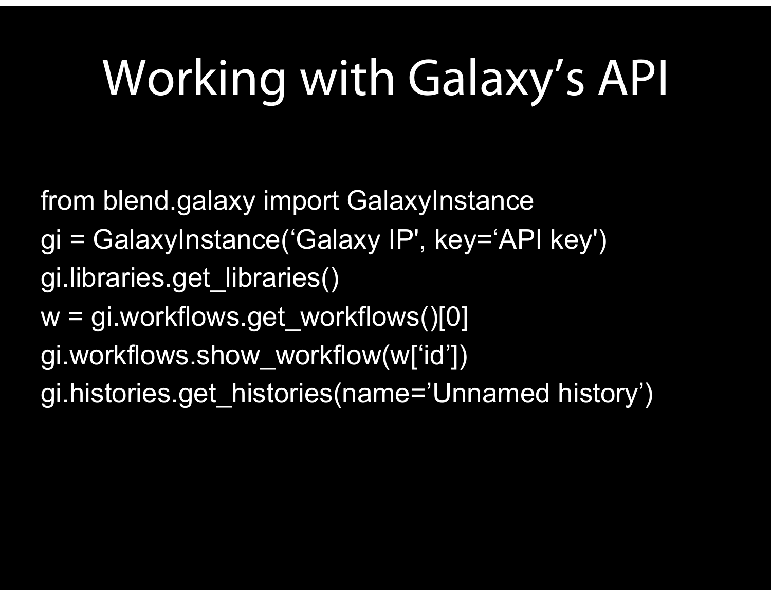# Working with Galaxy’s API

```
from blend.galaxy import GalaxyInstance
gi = GalaxyInstance(‘Galaxy IP', key=‘API key')
gi.libraries.get_libraries()
w = gi.workflows.get_workflows()[0]
gi.workflows.show_workflow(w[‘id’])
gi.histories.get_histories(name=’Unnamed history’)
```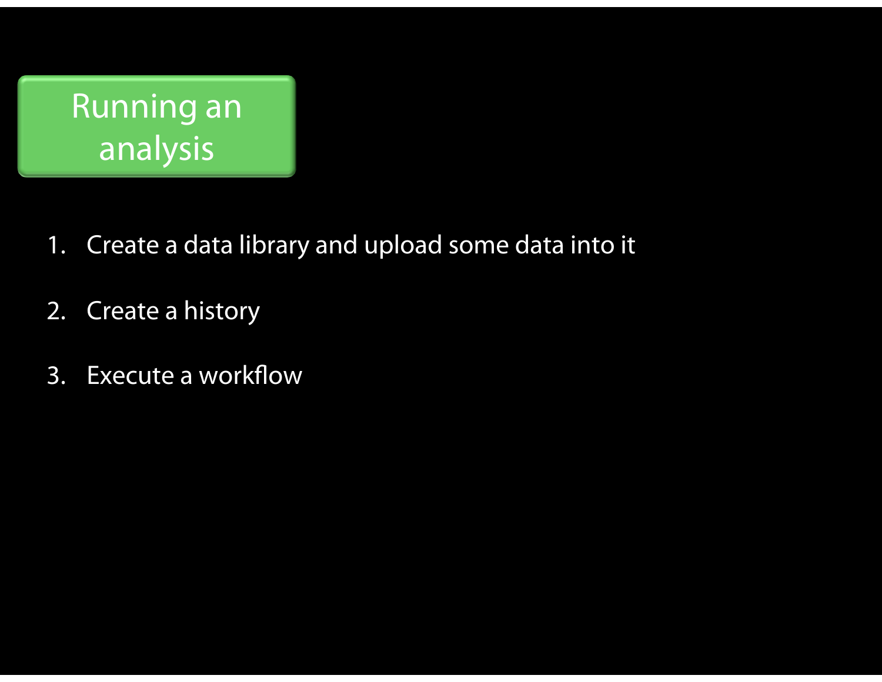# Running an analysis

1. Create a data library and upload some data into it
2. Create a history
3. Execute a workflow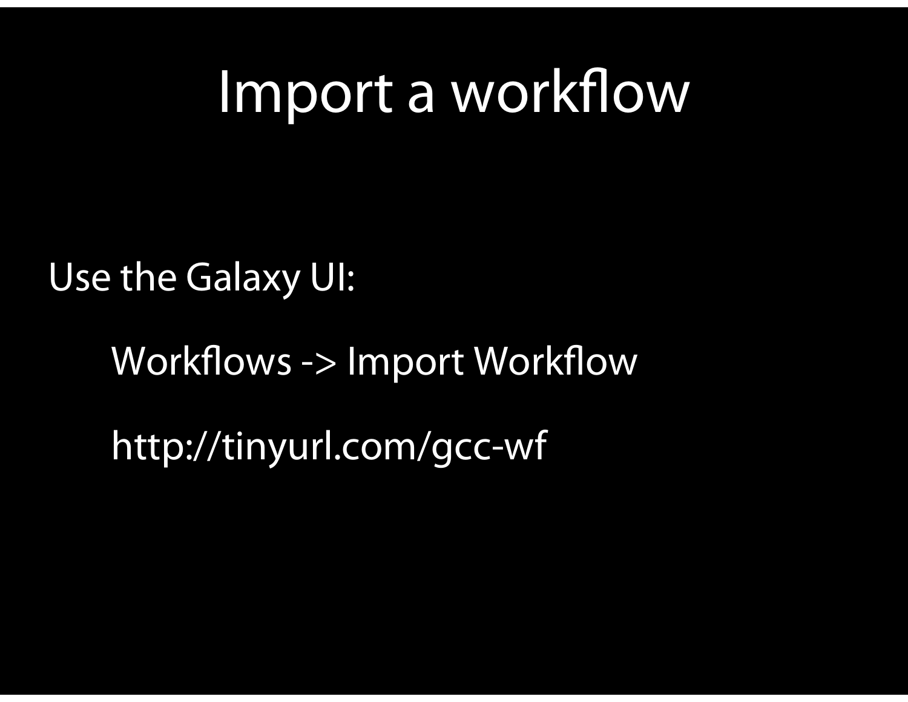# Import a workflow

Use the Galaxy UI:

Workflows -> Import Workflow

http://tinyurl.com/gcc-wf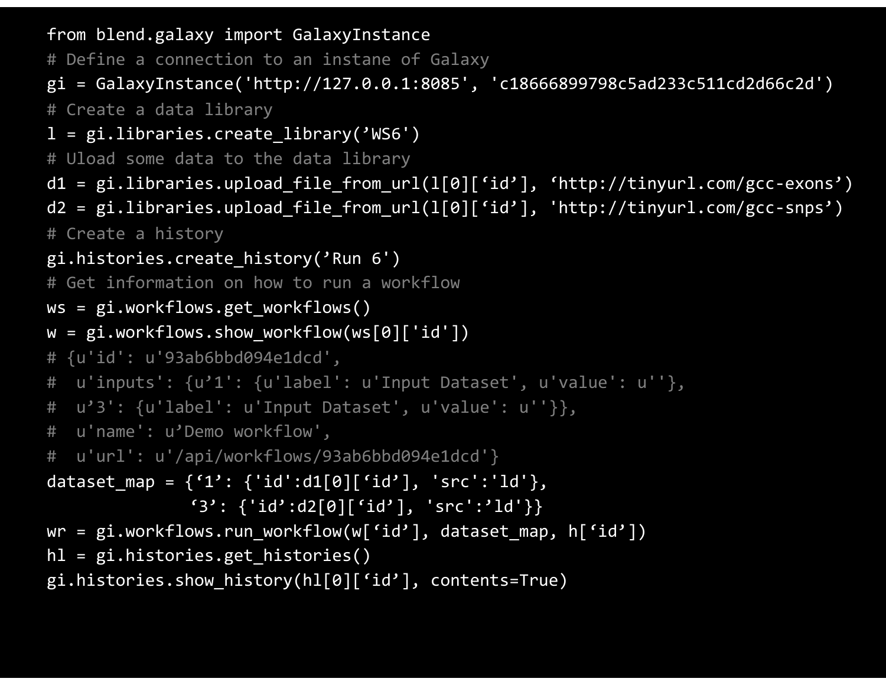```
from blend.galaxy import GalaxyInstance
# Define a connection to an instane of Galaxy
gi = GalaxyInstance('http://127.0.0.1:8085', 'c18666899798c5ad233c511cd2d66c2d')
# Create a data library
l = gi.libraries.create_library('WS6')
# Uload some data to the data library
d1 = gi.libraries.upload_file_from_url(l[0]['id'], 'http://tinyurl.com/gcc-exons')
d2 = gi.libraries.upload_file_from_url(l[0]['id'], 'http://tinyurl.com/gcc-snps')
# Create a history
gi.histories.create_history('Run 6')
# Get information on how to run a workflow
ws = gi.workflows.get_workflows()
w = gi.workflows.show_workflow(ws[0]['id'])
# {u'id': u'93ab6bbd094e1dcd',
#  u'inputs': {u'1': {u'label': u'Input Dataset', u'value': u''},
#  u'3': {u'label': u'Input Dataset', u'value': u''}},
#  u'name': u'Demo workflow',
#  u'url': u'/api/workflows/93ab6bbd094e1dcd'}
dataset_map = {'1': {'id':d1[0]['id'], 'src':'ld'},
               '3': {'id':d2[0]['id'], 'src':'ld'}}
wr = gi.workflows.run_workflow(w['id'], dataset_map, h['id'])
hl = gi.histories.get_histories()
gi.histories.show_history(hl[0]['id'], contents=True)
```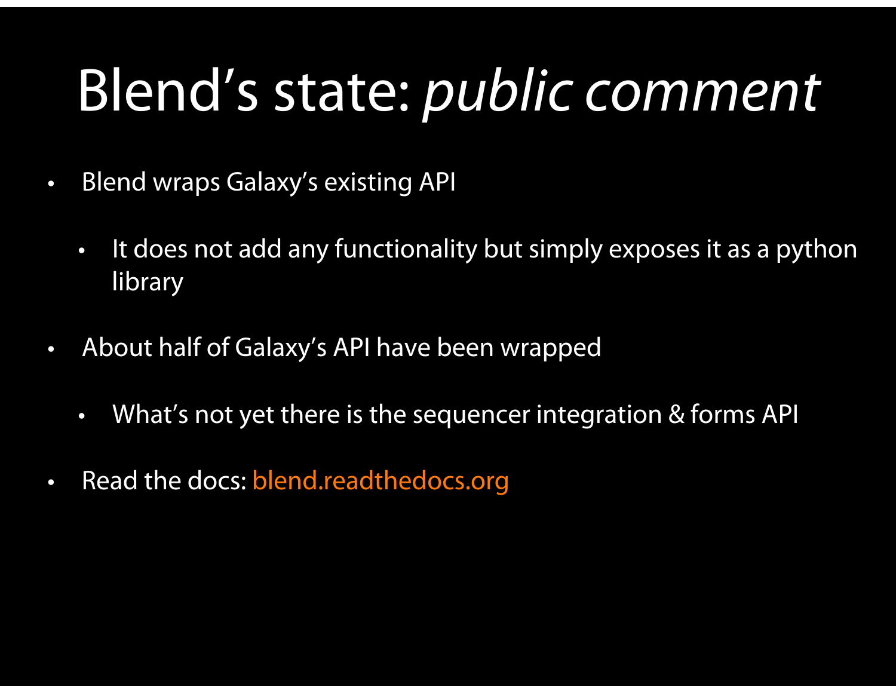# Blend's state: *public comment*

- Blend wraps Galaxy's existing API
  - It does not add any functionality but simply exposes it as a python library
- About half of Galaxy's API have been wrapped
  - What's not yet there is the sequencer integration & forms API
- Read the docs: blend.readthedocs.org